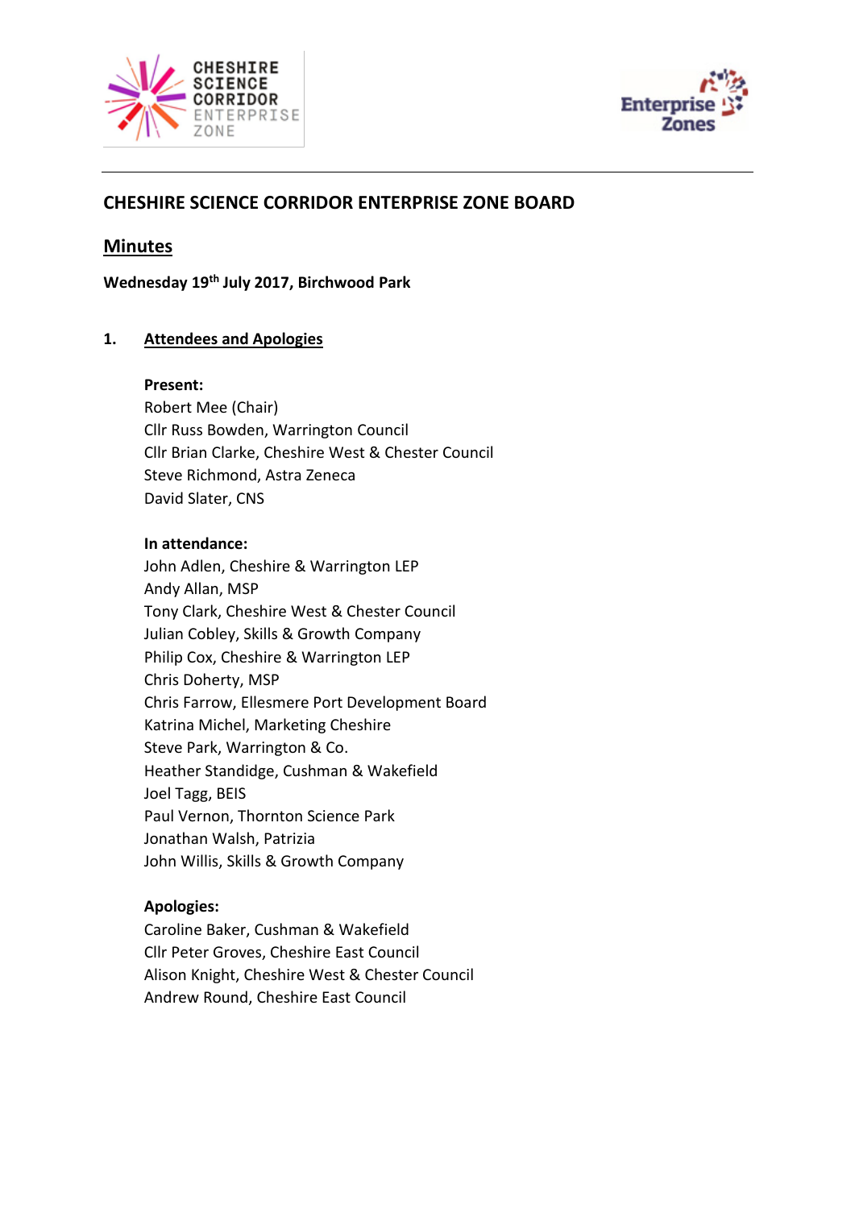# CHESHIRE SCIENCE CORRIDOR ENTERPRISE ZONE BOARD

## Minutes

**Wednesday 19th July 2017, Birchwood Park**

### 1. Attendees and Apologies

**Present:**
Robert Mee (Chair)
Cllr Russ Bowden, Warrington Council
Cllr Brian Clarke, Cheshire West & Chester Council
Steve Richmond, Astra Zeneca
David Slater, CNS

**In attendance:**
John Adlen, Cheshire & Warrington LEP
Andy Allan, MSP
Tony Clark, Cheshire West & Chester Council
Julian Cobley, Skills & Growth Company
Philip Cox, Cheshire & Warrington LEP
Chris Doherty, MSP
Chris Farrow, Ellesmere Port Development Board
Katrina Michel, Marketing Cheshire
Steve Park, Warrington & Co.
Heather Standidge, Cushman & Wakefield
Joel Tagg, BEIS
Paul Vernon, Thornton Science Park
Jonathan Walsh, Patrizia
John Willis, Skills & Growth Company

**Apologies:**
Caroline Baker, Cushman & Wakefield
Cllr Peter Groves, Cheshire East Council
Alison Knight, Cheshire West & Chester Council
Andrew Round, Cheshire East Council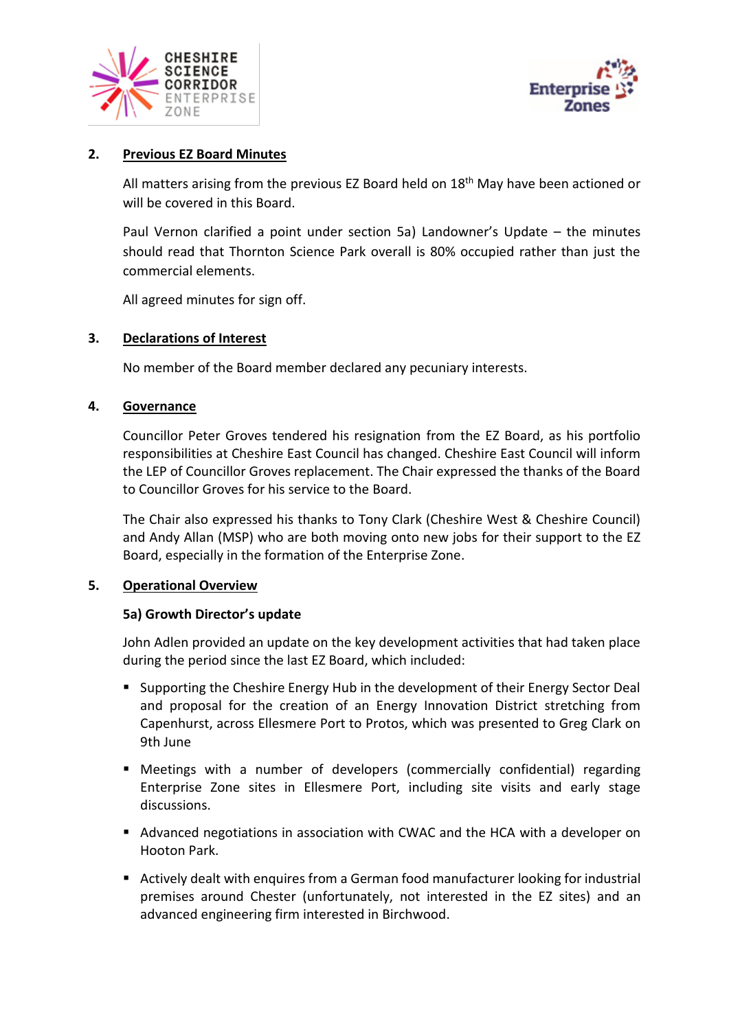## 2. Previous EZ Board Minutes

All matters arising from the previous EZ Board held on 18th May have been actioned or will be covered in this Board.

Paul Vernon clarified a point under section 5a) Landowner's Update – the minutes should read that Thornton Science Park overall is 80% occupied rather than just the commercial elements.

All agreed minutes for sign off.

## 3. Declarations of Interest

No member of the Board member declared any pecuniary interests.

## 4. Governance

Councillor Peter Groves tendered his resignation from the EZ Board, as his portfolio responsibilities at Cheshire East Council has changed. Cheshire East Council will inform the LEP of Councillor Groves replacement. The Chair expressed the thanks of the Board to Councillor Groves for his service to the Board.

The Chair also expressed his thanks to Tony Clark (Cheshire West & Cheshire Council) and Andy Allan (MSP) who are both moving onto new jobs for their support to the EZ Board, especially in the formation of the Enterprise Zone.

## 5. Operational Overview

### 5a) Growth Director's update

John Adlen provided an update on the key development activities that had taken place during the period since the last EZ Board, which included:

- Supporting the Cheshire Energy Hub in the development of their Energy Sector Deal and proposal for the creation of an Energy Innovation District stretching from Capenhurst, across Ellesmere Port to Protos, which was presented to Greg Clark on 9th June
- Meetings with a number of developers (commercially confidential) regarding Enterprise Zone sites in Ellesmere Port, including site visits and early stage discussions.
- Advanced negotiations in association with CWAC and the HCA with a developer on Hooton Park.
- Actively dealt with enquires from a German food manufacturer looking for industrial premises around Chester (unfortunately, not interested in the EZ sites) and an advanced engineering firm interested in Birchwood.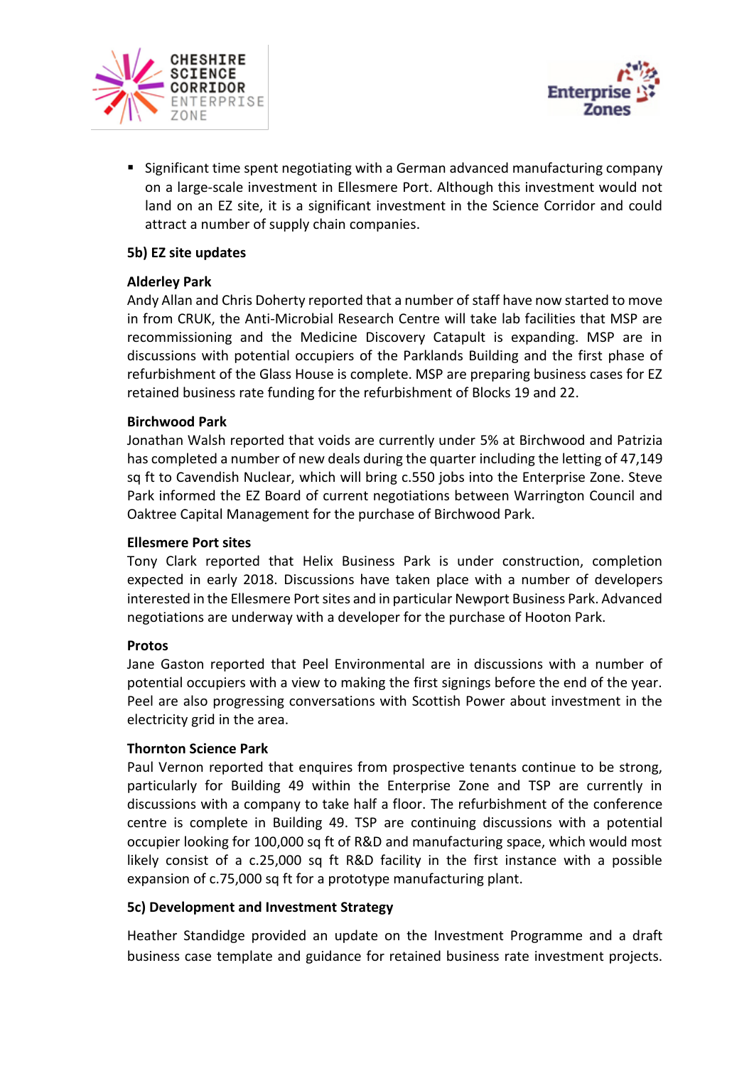- Significant time spent negotiating with a German advanced manufacturing company on a large-scale investment in Ellesmere Port. Although this investment would not land on an EZ site, it is a significant investment in the Science Corridor and could attract a number of supply chain companies.

**5b) EZ site updates**

**Alderley Park**
Andy Allan and Chris Doherty reported that a number of staff have now started to move in from CRUK, the Anti-Microbial Research Centre will take lab facilities that MSP are recommissioning and the Medicine Discovery Catapult is expanding. MSP are in discussions with potential occupiers of the Parklands Building and the first phase of refurbishment of the Glass House is complete. MSP are preparing business cases for EZ retained business rate funding for the refurbishment of Blocks 19 and 22.

**Birchwood Park**
Jonathan Walsh reported that voids are currently under 5% at Birchwood and Patrizia has completed a number of new deals during the quarter including the letting of 47,149 sq ft to Cavendish Nuclear, which will bring c.550 jobs into the Enterprise Zone. Steve Park informed the EZ Board of current negotiations between Warrington Council and Oaktree Capital Management for the purchase of Birchwood Park.

**Ellesmere Port sites**
Tony Clark reported that Helix Business Park is under construction, completion expected in early 2018. Discussions have taken place with a number of developers interested in the Ellesmere Port sites and in particular Newport Business Park. Advanced negotiations are underway with a developer for the purchase of Hooton Park.

**Protos**
Jane Gaston reported that Peel Environmental are in discussions with a number of potential occupiers with a view to making the first signings before the end of the year. Peel are also progressing conversations with Scottish Power about investment in the electricity grid in the area.

**Thornton Science Park**
Paul Vernon reported that enquires from prospective tenants continue to be strong, particularly for Building 49 within the Enterprise Zone and TSP are currently in discussions with a company to take half a floor. The refurbishment of the conference centre is complete in Building 49. TSP are continuing discussions with a potential occupier looking for 100,000 sq ft of R&D and manufacturing space, which would most likely consist of a c.25,000 sq ft R&D facility in the first instance with a possible expansion of c.75,000 sq ft for a prototype manufacturing plant.

**5c) Development and Investment Strategy**

Heather Standidge provided an update on the Investment Programme and a draft business case template and guidance for retained business rate investment projects.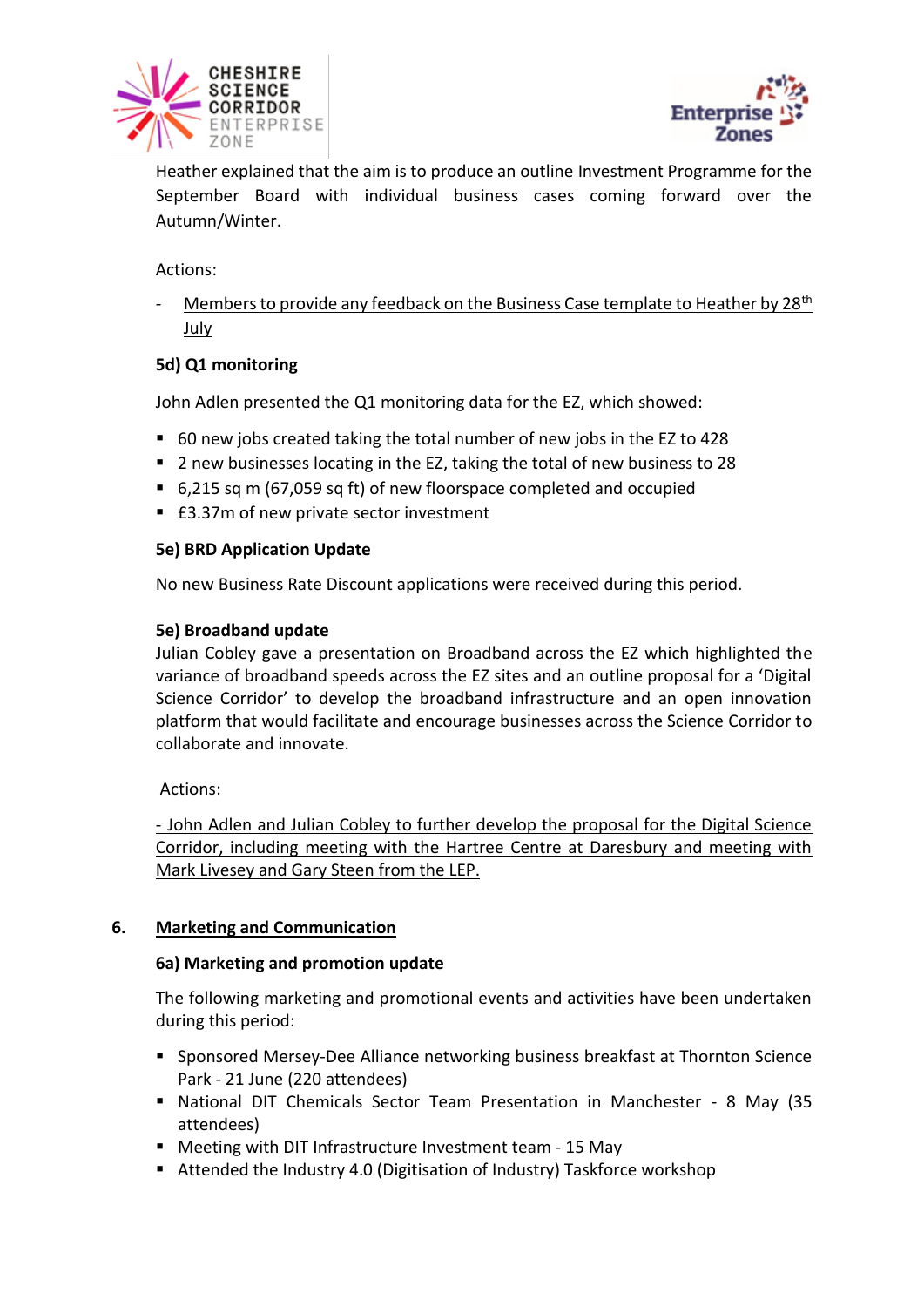Heather explained that the aim is to produce an outline Investment Programme for the September Board with individual business cases coming forward over the Autumn/Winter.

Actions:

- Members to provide any feedback on the Business Case template to Heather by 28th July

**5d) Q1 monitoring**

John Adlen presented the Q1 monitoring data for the EZ, which showed:

- 60 new jobs created taking the total number of new jobs in the EZ to 428
- 2 new businesses locating in the EZ, taking the total of new business to 28
- 6,215 sq m (67,059 sq ft) of new floorspace completed and occupied
- £3.37m of new private sector investment

**5e) BRD Application Update**

No new Business Rate Discount applications were received during this period.

**5e) Broadband update**

Julian Cobley gave a presentation on Broadband across the EZ which highlighted the variance of broadband speeds across the EZ sites and an outline proposal for a 'Digital Science Corridor' to develop the broadband infrastructure and an open innovation platform that would facilitate and encourage businesses across the Science Corridor to collaborate and innovate.

Actions:

- John Adlen and Julian Cobley to further develop the proposal for the Digital Science Corridor, including meeting with the Hartree Centre at Daresbury and meeting with Mark Livesey and Gary Steen from the LEP.

## 6. Marketing and Communication

**6a) Marketing and promotion update**

The following marketing and promotional events and activities have been undertaken during this period:

- Sponsored Mersey-Dee Alliance networking business breakfast at Thornton Science Park - 21 June (220 attendees)
- National DIT Chemicals Sector Team Presentation in Manchester - 8 May (35 attendees)
- Meeting with DIT Infrastructure Investment team - 15 May
- Attended the Industry 4.0 (Digitisation of Industry) Taskforce workshop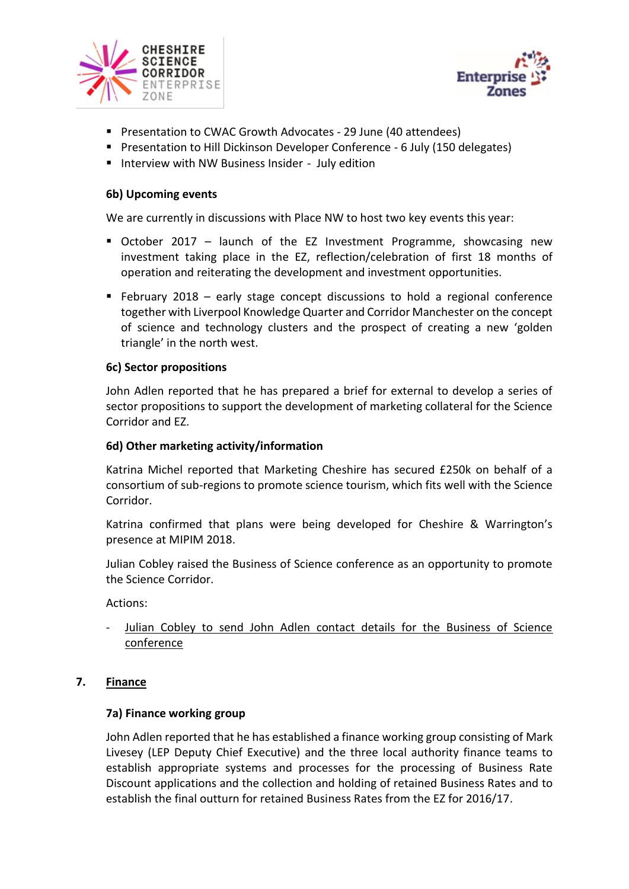- Presentation to CWAC Growth Advocates - 29 June (40 attendees)
- Presentation to Hill Dickinson Developer Conference - 6 July (150 delegates)
- Interview with NW Business Insider - July edition

**6b) Upcoming events**

We are currently in discussions with Place NW to host two key events this year:

- October 2017 – launch of the EZ Investment Programme, showcasing new investment taking place in the EZ, reflection/celebration of first 18 months of operation and reiterating the development and investment opportunities.

- February 2018 – early stage concept discussions to hold a regional conference together with Liverpool Knowledge Quarter and Corridor Manchester on the concept of science and technology clusters and the prospect of creating a new 'golden triangle' in the north west.

**6c) Sector propositions**

John Adlen reported that he has prepared a brief for external to develop a series of sector propositions to support the development of marketing collateral for the Science Corridor and EZ.

**6d) Other marketing activity/information**

Katrina Michel reported that Marketing Cheshire has secured £250k on behalf of a consortium of sub-regions to promote science tourism, which fits well with the Science Corridor.

Katrina confirmed that plans were being developed for Cheshire & Warrington's presence at MIPIM 2018.

Julian Cobley raised the Business of Science conference as an opportunity to promote the Science Corridor.

Actions:

- <u>Julian Cobley to send John Adlen contact details for the Business of Science conference</u>

## 7. <u>Finance</u>

**7a) Finance working group**

John Adlen reported that he has established a finance working group consisting of Mark Livesey (LEP Deputy Chief Executive) and the three local authority finance teams to establish appropriate systems and processes for the processing of Business Rate Discount applications and the collection and holding of retained Business Rates and to establish the final outturn for retained Business Rates from the EZ for 2016/17.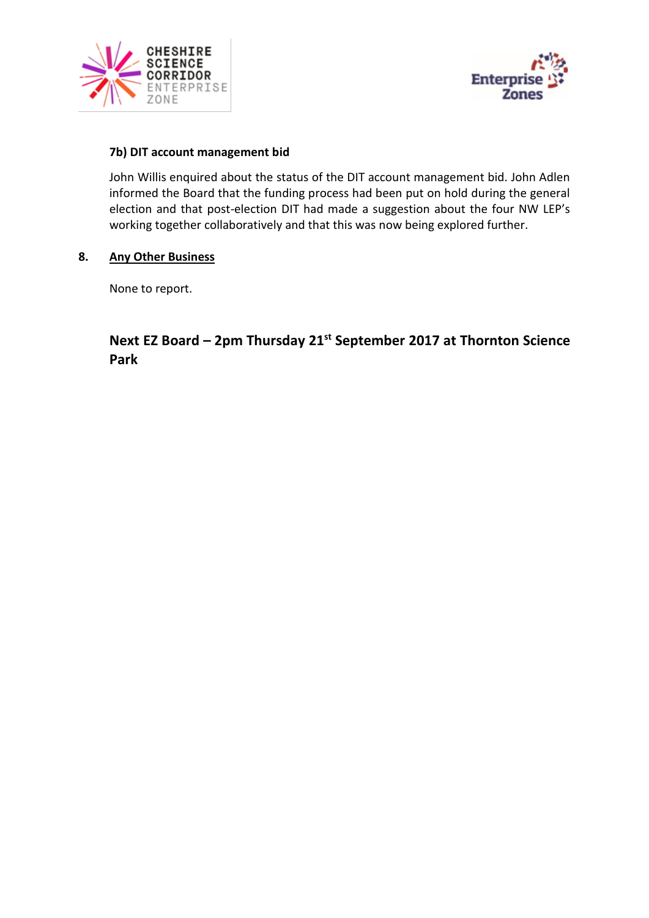### 7b) DIT account management bid

John Willis enquired about the status of the DIT account management bid. John Adlen informed the Board that the funding process had been put on hold during the general election and that post-election DIT had made a suggestion about the four NW LEP's working together collaboratively and that this was now being explored further.

## 8. Any Other Business

None to report.

## Next EZ Board – 2pm Thursday 21st September 2017 at Thornton Science Park